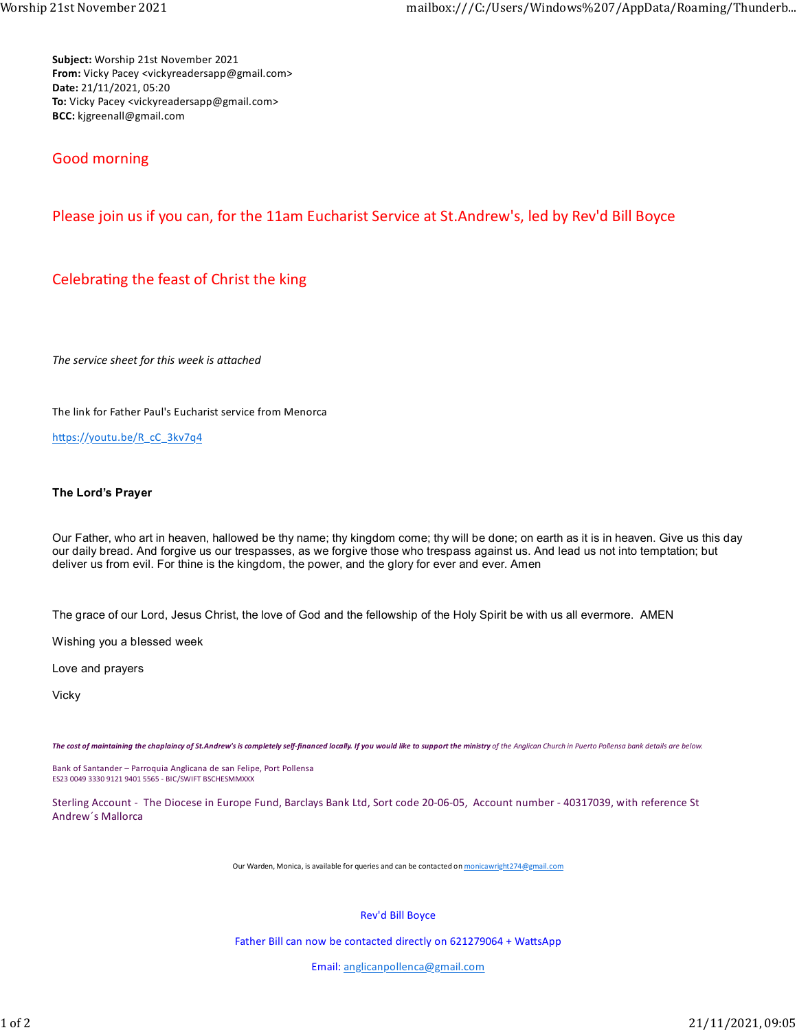**Subject:** Worship 21st November 2021
**From:** Vicky Pacey <vickyreadersapp@gmail.com>
**Date:** 21/11/2021, 05:20
**To:** Vicky Pacey <vickyreadersapp@gmail.com>
**BCC:** kjgreenall@gmail.com

Good morning

Please join us if you can, for the 11am Eucharist Service at St.Andrew's, led by Rev'd Bill Boyce

Celebrating the feast of Christ the king

*The service sheet for this week is attached*

The link for Father Paul's Eucharist service from Menorca

https://youtu.be/R_cC_3kv7q4

**The Lord's Prayer**

Our Father, who art in heaven, hallowed be thy name; thy kingdom come; thy will be done; on earth as it is in heaven. Give us this day our daily bread. And forgive us our trespasses, as we forgive those who trespass against us. And lead us not into temptation; but deliver us from evil. For thine is the kingdom, the power, and the glory for ever and ever. Amen

The grace of our Lord, Jesus Christ, the love of God and the fellowship of the Holy Spirit be with us all evermore. AMEN

Wishing you a blessed week

Love and prayers

Vicky

***The cost of maintaining the chaplaincy of St.Andrew's is completely self-financed locally. If you would like to support the ministry*** *of the Anglican Church in Puerto Pollensa bank details are below.*

Bank of Santander – Parroquia Anglicana de san Felipe, Port Pollensa
ES23 0049 3330 9121 9401 5565 - BIC/SWIFT BSCHESMMXXX

Sterling Account - The Diocese in Europe Fund, Barclays Bank Ltd, Sort code 20-06-05, Account number - 40317039, with reference St Andrew´s Mallorca

Our Warden, Monica, is available for queries and can be contacted on monicawright274@gmail.com

Rev'd Bill Boyce

Father Bill can now be contacted directly on 621279064 + WattsApp

Email: anglicanpollenca@gmail.com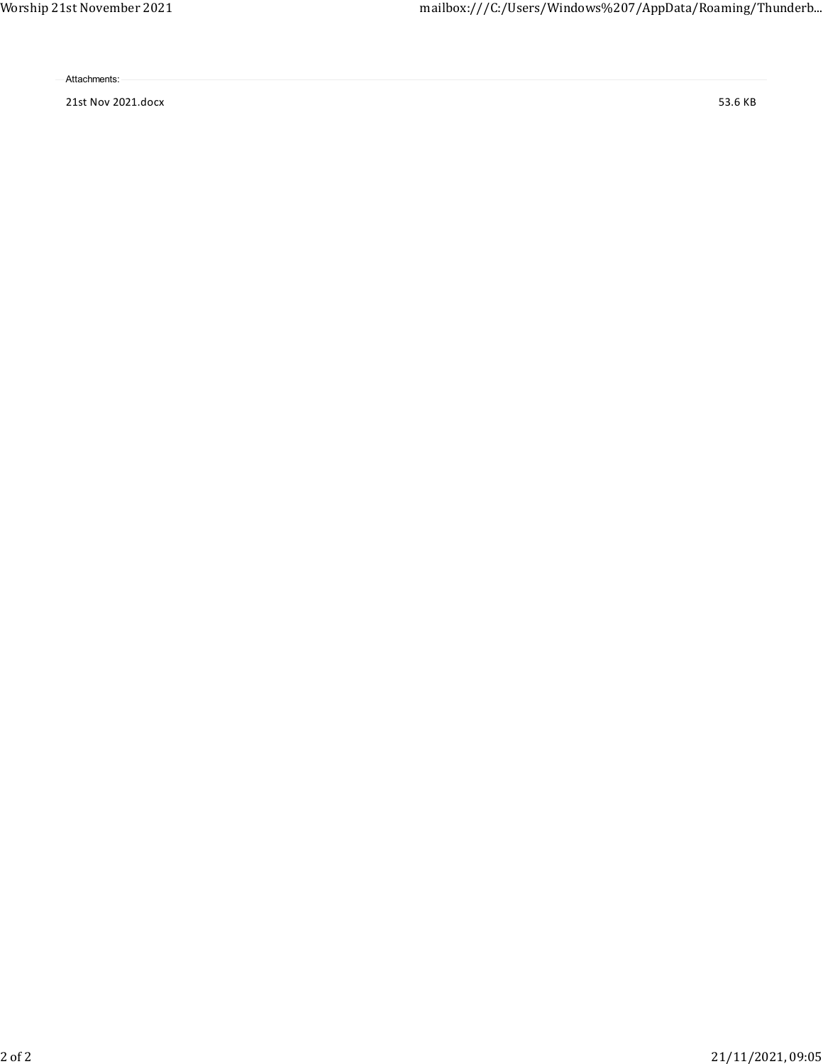Attachments:

21st Nov 2021.docx 53.6 KB